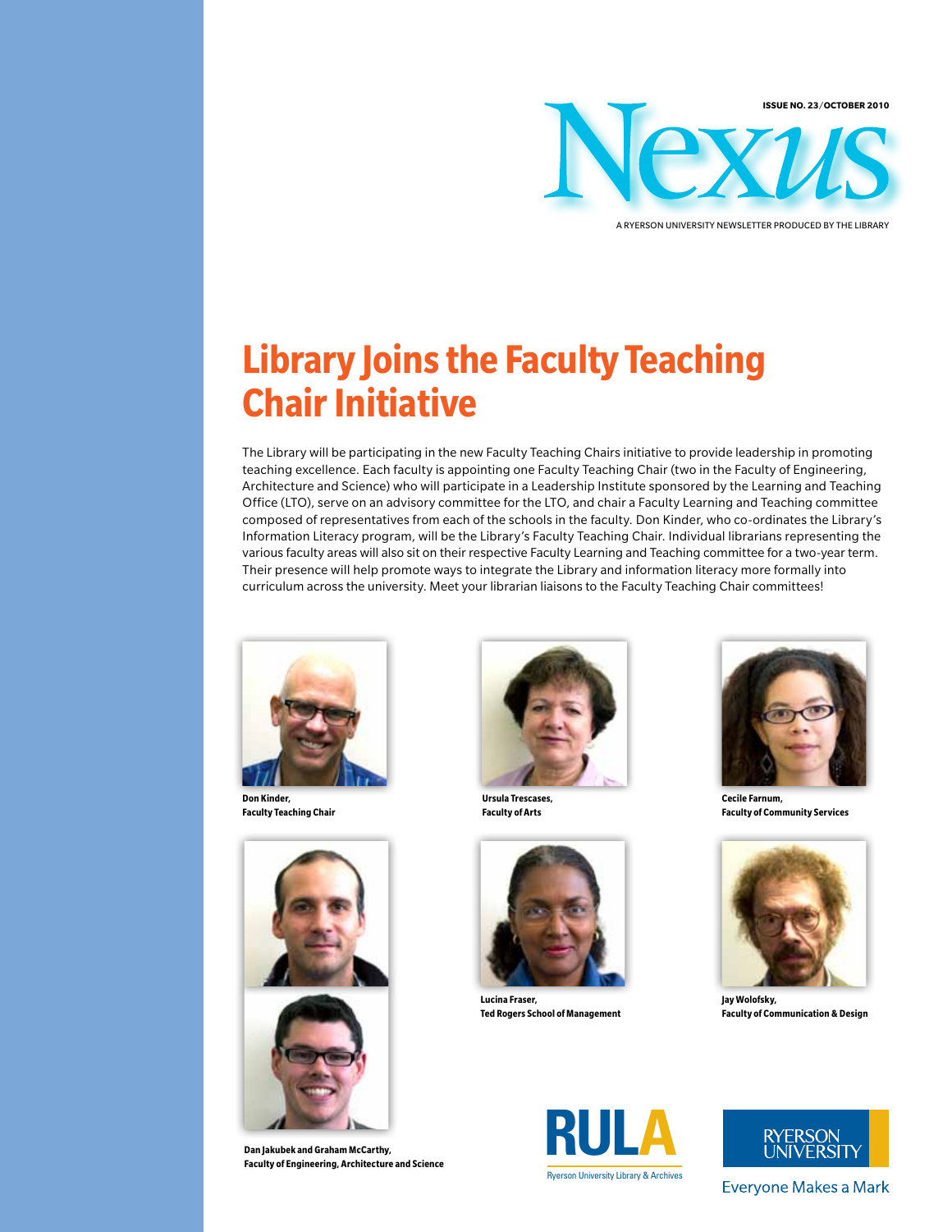ISSUE NO. 23/OCTOBER 2010

# Nexus

A RYERSON UNIVERSITY NEWSLETTER PRODUCED BY THE LIBRARY

## Library Joins the Faculty Teaching Chair Initiative

The Library will be participating in the new Faculty Teaching Chairs initiative to provide leadership in promoting teaching excellence. Each faculty is appointing one Faculty Teaching Chair (two in the Faculty of Engineering, Architecture and Science) who will participate in a Leadership Institute sponsored by the Learning and Teaching Office (LTO), serve on an advisory committee for the LTO, and chair a Faculty Learning and Teaching committee composed of representatives from each of the schools in the faculty. Don Kinder, who co-ordinates the Library's Information Literacy program, will be the Library's Faculty Teaching Chair. Individual librarians representing the various faculty areas will also sit on their respective Faculty Learning and Teaching committee for a two-year term. Their presence will help promote ways to integrate the Library and information literacy more formally into curriculum across the university. Meet your librarian liaisons to the Faculty Teaching Chair committees!

**Don Kinder,**
**Faculty Teaching Chair**

**Ursula Trescases,**
**Faculty of Arts**

**Cecile Farnum,**
**Faculty of Community Services**

**Dan Jakubek and Graham McCarthy,**
**Faculty of Engineering, Architecture and Science**

**Lucina Fraser,**
**Ted Rogers School of Management**

**Jay Wolofsky,**
**Faculty of Communication & Design**

RULA
Ryerson University Library & Archives

RYERSON UNIVERSITY
Everyone Makes a Mark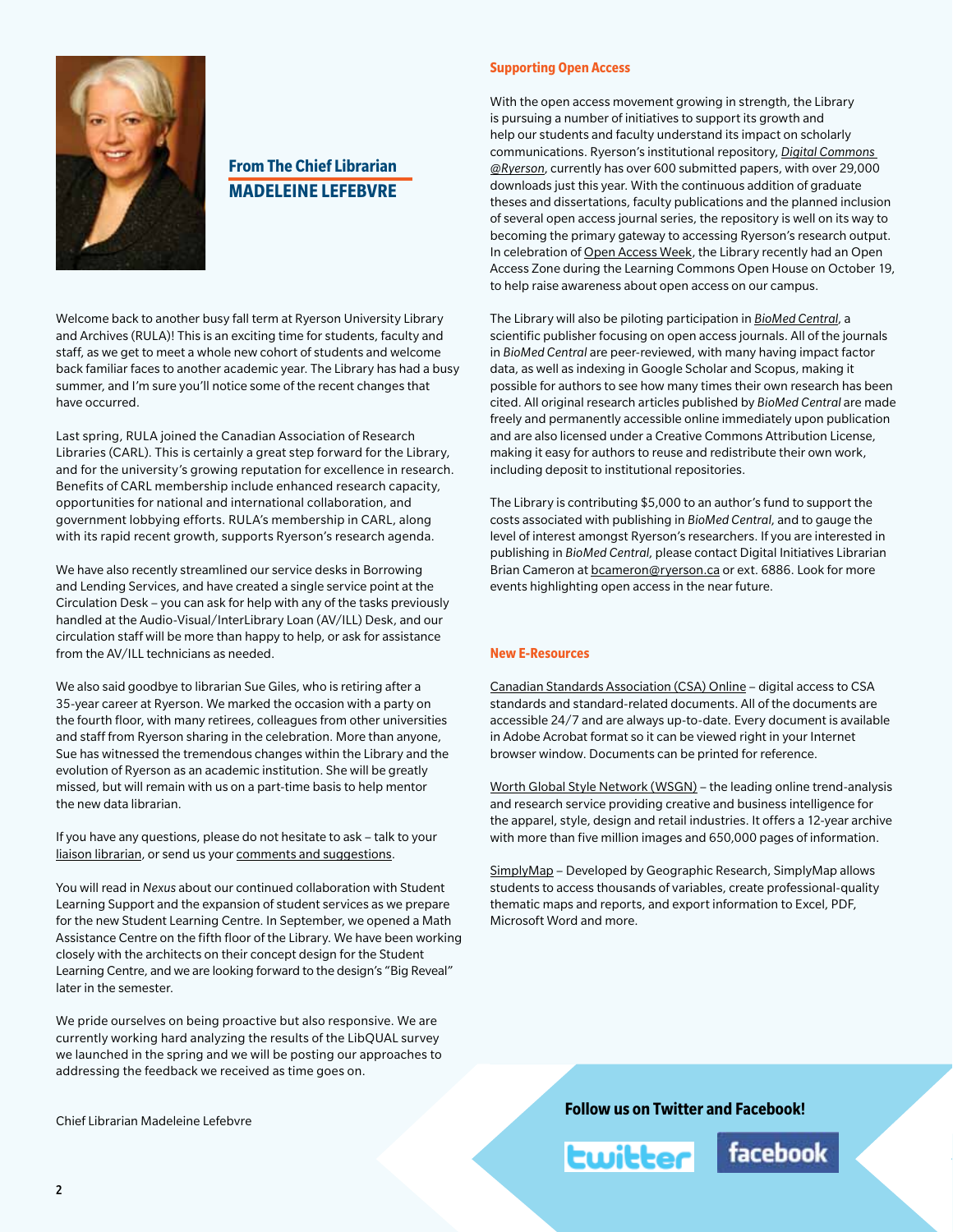## From The Chief Librarian
## MADELEINE LEFEBVRE

Welcome back to another busy fall term at Ryerson University Library and Archives (RULA)! This is an exciting time for students, faculty and staff, as we get to meet a whole new cohort of students and welcome back familiar faces to another academic year. The Library has had a busy summer, and I'm sure you'll notice some of the recent changes that have occurred.

Last spring, RULA joined the Canadian Association of Research Libraries (CARL). This is certainly a great step forward for the Library, and for the university's growing reputation for excellence in research. Benefits of CARL membership include enhanced research capacity, opportunities for national and international collaboration, and government lobbying efforts. RULA's membership in CARL, along with its rapid recent growth, supports Ryerson's research agenda.

We have also recently streamlined our service desks in Borrowing and Lending Services, and have created a single service point at the Circulation Desk – you can ask for help with any of the tasks previously handled at the Audio-Visual/InterLibrary Loan (AV/ILL) Desk, and our circulation staff will be more than happy to help, or ask for assistance from the AV/ILL technicians as needed.

We also said goodbye to librarian Sue Giles, who is retiring after a 35-year career at Ryerson. We marked the occasion with a party on the fourth floor, with many retirees, colleagues from other universities and staff from Ryerson sharing in the celebration. More than anyone, Sue has witnessed the tremendous changes within the Library and the evolution of Ryerson as an academic institution. She will be greatly missed, but will remain with us on a part-time basis to help mentor the new data librarian.

If you have any questions, please do not hesitate to ask – talk to your liaison librarian, or send us your comments and suggestions.

You will read in *Nexus* about our continued collaboration with Student Learning Support and the expansion of student services as we prepare for the new Student Learning Centre. In September, we opened a Math Assistance Centre on the fifth floor of the Library. We have been working closely with the architects on their concept design for the Student Learning Centre, and we are looking forward to the design's "Big Reveal" later in the semester.

We pride ourselves on being proactive but also responsive. We are currently working hard analyzing the results of the LibQUAL survey we launched in the spring and we will be posting our approaches to addressing the feedback we received as time goes on.

Chief Librarian Madeleine Lefebvre

### Supporting Open Access

With the open access movement growing in strength, the Library is pursuing a number of initiatives to support its growth and help our students and faculty understand its impact on scholarly communications. Ryerson's institutional repository, *Digital Commons @Ryerson*, currently has over 600 submitted papers, with over 29,000 downloads just this year. With the continuous addition of graduate theses and dissertations, faculty publications and the planned inclusion of several open access journal series, the repository is well on its way to becoming the primary gateway to accessing Ryerson's research output. In celebration of Open Access Week, the Library recently had an Open Access Zone during the Learning Commons Open House on October 19, to help raise awareness about open access on our campus.

The Library will also be piloting participation in *BioMed Central*, a scientific publisher focusing on open access journals. All of the journals in *BioMed Central* are peer-reviewed, with many having impact factor data, as well as indexing in Google Scholar and Scopus, making it possible for authors to see how many times their own research has been cited. All original research articles published by *BioMed Central* are made freely and permanently accessible online immediately upon publication and are also licensed under a Creative Commons Attribution License, making it easy for authors to reuse and redistribute their own work, including deposit to institutional repositories.

The Library is contributing $5,000 to an author's fund to support the costs associated with publishing in *BioMed Central*, and to gauge the level of interest amongst Ryerson's researchers. If you are interested in publishing in *BioMed Central*, please contact Digital Initiatives Librarian Brian Cameron at bcameron@ryerson.ca or ext. 6886. Look for more events highlighting open access in the near future.

### New E-Resources

Canadian Standards Association (CSA) Online – digital access to CSA standards and standard-related documents. All of the documents are accessible 24/7 and are always up-to-date. Every document is available in Adobe Acrobat format so it can be viewed right in your Internet browser window. Documents can be printed for reference.

Worth Global Style Network (WGSN) – the leading online trend-analysis and research service providing creative and business intelligence for the apparel, style, design and retail industries. It offers a 12-year archive with more than five million images and 650,000 pages of information.

SimplyMap – Developed by Geographic Research, SimplyMap allows students to access thousands of variables, create professional-quality thematic maps and reports, and export information to Excel, PDF, Microsoft Word and more.

**Follow us on Twitter and Facebook!**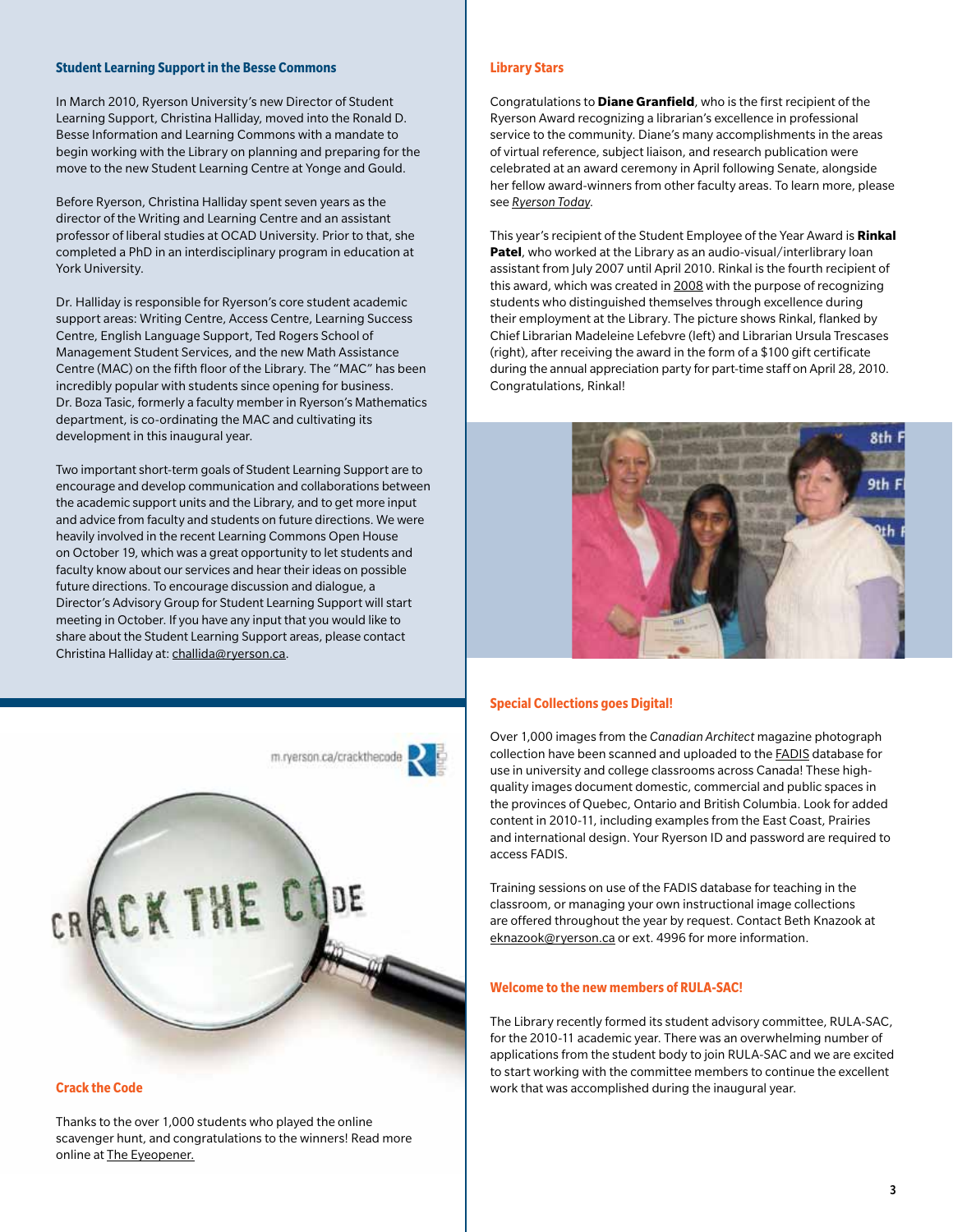## Student Learning Support in the Besse Commons

In March 2010, Ryerson University's new Director of Student Learning Support, Christina Halliday, moved into the Ronald D. Besse Information and Learning Commons with a mandate to begin working with the Library on planning and preparing for the move to the new Student Learning Centre at Yonge and Gould.

Before Ryerson, Christina Halliday spent seven years as the director of the Writing and Learning Centre and an assistant professor of liberal studies at OCAD University. Prior to that, she completed a PhD in an interdisciplinary program in education at York University.

Dr. Halliday is responsible for Ryerson's core student academic support areas: Writing Centre, Access Centre, Learning Success Centre, English Language Support, Ted Rogers School of Management Student Services, and the new Math Assistance Centre (MAC) on the fifth floor of the Library. The "MAC" has been incredibly popular with students since opening for business. Dr. Boza Tasic, formerly a faculty member in Ryerson's Mathematics department, is co-ordinating the MAC and cultivating its development in this inaugural year.

Two important short-term goals of Student Learning Support are to encourage and develop communication and collaborations between the academic support units and the Library, and to get more input and advice from faculty and students on future directions. We were heavily involved in the recent Learning Commons Open House on October 19, which was a great opportunity to let students and faculty know about our services and hear their ideas on possible future directions. To encourage discussion and dialogue, a Director's Advisory Group for Student Learning Support will start meeting in October. If you have any input that you would like to share about the Student Learning Support areas, please contact Christina Halliday at: challida@ryerson.ca.

m.ryerson.ca/crackthecode

CRACK THE CODE

## Crack the Code

Thanks to the over 1,000 students who played the online scavenger hunt, and congratulations to the winners! Read more online at The Eyeopener.

## Library Stars

Congratulations to **Diane Granfield**, who is the first recipient of the Ryerson Award recognizing a librarian's excellence in professional service to the community. Diane's many accomplishments in the areas of virtual reference, subject liaison, and research publication were celebrated at an award ceremony in April following Senate, alongside her fellow award-winners from other faculty areas. To learn more, please see *Ryerson Today*.

This year's recipient of the Student Employee of the Year Award is **Rinkal Patel**, who worked at the Library as an audio-visual/interlibrary loan assistant from July 2007 until April 2010. Rinkal is the fourth recipient of this award, which was created in 2008 with the purpose of recognizing students who distinguished themselves through excellence during their employment at the Library. The picture shows Rinkal, flanked by Chief Librarian Madeleine Lefebvre (left) and Librarian Ursula Trescases (right), after receiving the award in the form of a $100 gift certificate during the annual appreciation party for part-time staff on April 28, 2010. Congratulations, Rinkal!

## Special Collections goes Digital!

Over 1,000 images from the *Canadian Architect* magazine photograph collection have been scanned and uploaded to the FADIS database for use in university and college classrooms across Canada! These high-quality images document domestic, commercial and public spaces in the provinces of Quebec, Ontario and British Columbia. Look for added content in 2010-11, including examples from the East Coast, Prairies and international design. Your Ryerson ID and password are required to access FADIS.

Training sessions on use of the FADIS database for teaching in the classroom, or managing your own instructional image collections are offered throughout the year by request. Contact Beth Knazook at eknazook@ryerson.ca or ext. 4996 for more information.

## Welcome to the new members of RULA-SAC!

The Library recently formed its student advisory committee, RULA-SAC, for the 2010-11 academic year. There was an overwhelming number of applications from the student body to join RULA-SAC and we are excited to start working with the committee members to continue the excellent work that was accomplished during the inaugural year.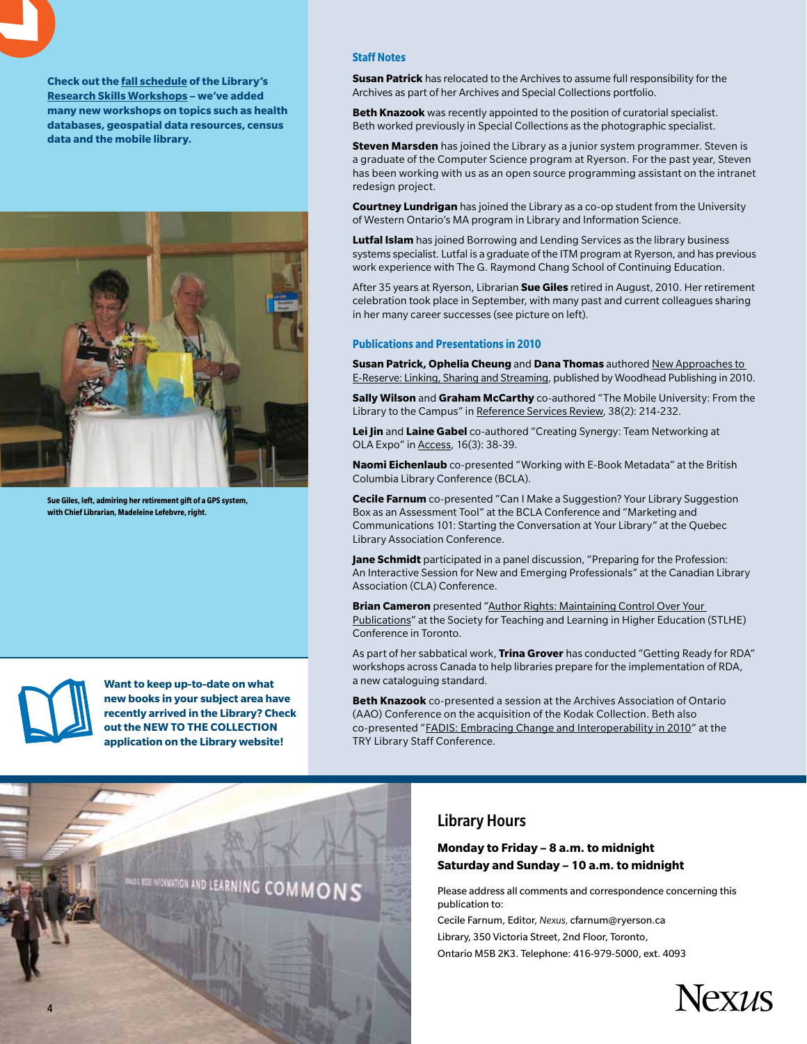**Check out the fall schedule of the Library's Research Skills Workshops – we've added many new workshops on topics such as health databases, geospatial data resources, census data and the mobile library.**

Sue Giles, left, admiring her retirement gift of a GPS system, with Chief Librarian, Madeleine Lefebvre, right.

**Want to keep up-to-date on what new books in your subject area have recently arrived in the Library? Check out the NEW TO THE COLLECTION application on the Library website!**

### Staff Notes

**Susan Patrick** has relocated to the Archives to assume full responsibility for the Archives as part of her Archives and Special Collections portfolio.

**Beth Knazook** was recently appointed to the position of curatorial specialist. Beth worked previously in Special Collections as the photographic specialist.

**Steven Marsden** has joined the Library as a junior system programmer. Steven is a graduate of the Computer Science program at Ryerson. For the past year, Steven has been working with us as an open source programming assistant on the intranet redesign project.

**Courtney Lundrigan** has joined the Library as a co-op student from the University of Western Ontario's MA program in Library and Information Science.

**Lutfal Islam** has joined Borrowing and Lending Services as the library business systems specialist. Lutfal is a graduate of the ITM program at Ryerson, and has previous work experience with The G. Raymond Chang School of Continuing Education.

After 35 years at Ryerson, Librarian **Sue Giles** retired in August, 2010. Her retirement celebration took place in September, with many past and current colleagues sharing in her many career successes (see picture on left).

### Publications and Presentations in 2010

**Susan Patrick, Ophelia Cheung** and **Dana Thomas** authored New Approaches to E-Reserve: Linking, Sharing and Streaming, published by Woodhead Publishing in 2010.

**Sally Wilson** and **Graham McCarthy** co-authored "The Mobile University: From the Library to the Campus" in Reference Services Review, 38(2): 214-232.

**Lei Jin** and **Laine Gabel** co-authored "Creating Synergy: Team Networking at OLA Expo" in Access, 16(3): 38-39.

**Naomi Eichenlaub** co-presented "Working with E-Book Metadata" at the British Columbia Library Conference (BCLA).

**Cecile Farnum** co-presented "Can I Make a Suggestion? Your Library Suggestion Box as an Assessment Tool" at the BCLA Conference and "Marketing and Communications 101: Starting the Conversation at Your Library" at the Quebec Library Association Conference.

**Jane Schmidt** participated in a panel discussion, "Preparing for the Profession: An Interactive Session for New and Emerging Professionals" at the Canadian Library Association (CLA) Conference.

**Brian Cameron** presented "Author Rights: Maintaining Control Over Your Publications" at the Society for Teaching and Learning in Higher Education (STLHE) Conference in Toronto.

As part of her sabbatical work, **Trina Grover** has conducted "Getting Ready for RDA" workshops across Canada to help libraries prepare for the implementation of RDA, a new cataloguing standard.

**Beth Knazook** co-presented a session at the Archives Association of Ontario (AAO) Conference on the acquisition of the Kodak Collection. Beth also co-presented "FADIS: Embracing Change and Interoperability in 2010" at the TRY Library Staff Conference.

## Library Hours

**Monday to Friday – 8 a.m. to midnight**
**Saturday and Sunday – 10 a.m. to midnight**

Please address all comments and correspondence concerning this publication to:

Cecile Farnum, Editor, *Nexus*, cfarnum@ryerson.ca

Library, 350 Victoria Street, 2nd Floor, Toronto, Ontario M5B 2K3. Telephone: 416-979-5000, ext. 4093

Nexus